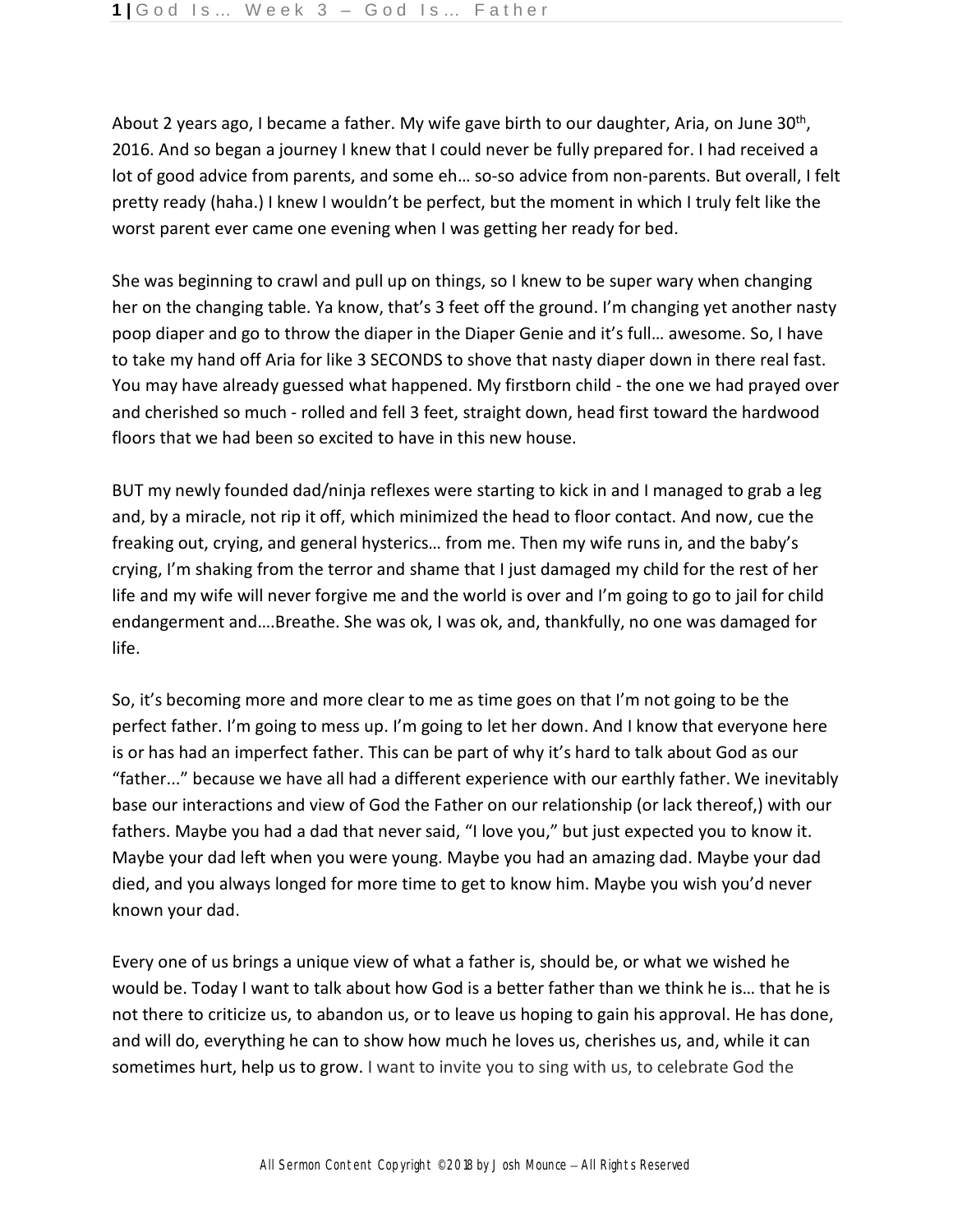About 2 years ago, I became a father. My wife gave birth to our daughter, Aria, on June 30th, 2016. And so began a journey I knew that I could never be fully prepared for. I had received a lot of good advice from parents, and some eh… so-so advice from non-parents. But overall, I felt pretty ready (haha.) I knew I wouldn't be perfect, but the moment in which I truly felt like the worst parent ever came one evening when I was getting her ready for bed.

She was beginning to crawl and pull up on things, so I knew to be super wary when changing her on the changing table. Ya know, that's 3 feet off the ground. I'm changing yet another nasty poop diaper and go to throw the diaper in the Diaper Genie and it's full… awesome. So, I have to take my hand off Aria for like 3 SECONDS to shove that nasty diaper down in there real fast. You may have already guessed what happened. My firstborn child - the one we had prayed over and cherished so much - rolled and fell 3 feet, straight down, head first toward the hardwood floors that we had been so excited to have in this new house.

BUT my newly founded dad/ninja reflexes were starting to kick in and I managed to grab a leg and, by a miracle, not rip it off, which minimized the head to floor contact. And now, cue the freaking out, crying, and general hysterics… from me. Then my wife runs in, and the baby's crying, I'm shaking from the terror and shame that I just damaged my child for the rest of her life and my wife will never forgive me and the world is over and I'm going to go to jail for child endangerment and….Breathe. She was ok, I was ok, and, thankfully, no one was damaged for life.

So, it's becoming more and more clear to me as time goes on that I'm not going to be the perfect father. I'm going to mess up. I'm going to let her down. And I know that everyone here is or has had an imperfect father. This can be part of why it's hard to talk about God as our "father..." because we have all had a different experience with our earthly father. We inevitably base our interactions and view of God the Father on our relationship (or lack thereof,) with our fathers. Maybe you had a dad that never said, "I love you," but just expected you to know it. Maybe your dad left when you were young. Maybe you had an amazing dad. Maybe your dad died, and you always longed for more time to get to know him. Maybe you wish you'd never known your dad.

Every one of us brings a unique view of what a father is, should be, or what we wished he would be. Today I want to talk about how God is a better father than we think he is… that he is not there to criticize us, to abandon us, or to leave us hoping to gain his approval. He has done, and will do, everything he can to show how much he loves us, cherishes us, and, while it can sometimes hurt, help us to grow. I want to invite you to sing with us, to celebrate God the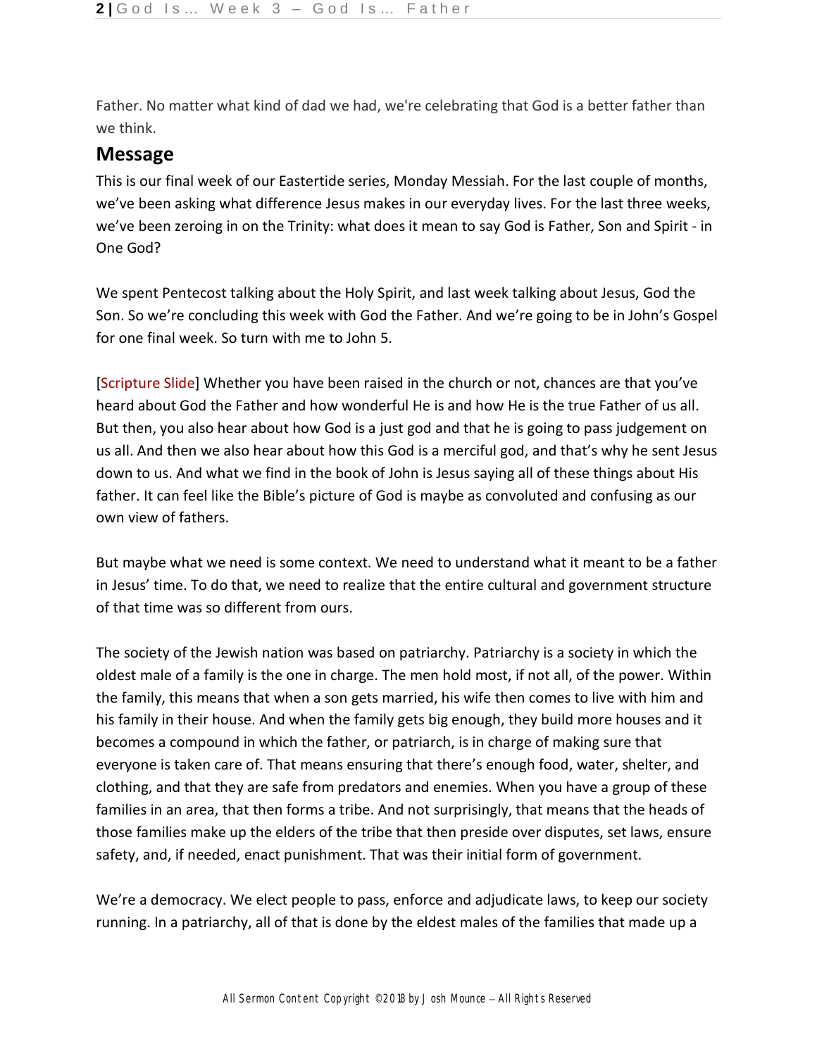Father. No matter what kind of dad we had, we're celebrating that God is a better father than we think.

## Message

This is our final week of our Eastertide series, Monday Messiah. For the last couple of months, we've been asking what difference Jesus makes in our everyday lives. For the last three weeks, we've been zeroing in on the Trinity: what does it mean to say God is Father, Son and Spirit - in One God?

We spent Pentecost talking about the Holy Spirit, and last week talking about Jesus, God the Son. So we're concluding this week with God the Father. And we're going to be in John's Gospel for one final week. So turn with me to John 5.

[Scripture Slide] Whether you have been raised in the church or not, chances are that you've heard about God the Father and how wonderful He is and how He is the true Father of us all. But then, you also hear about how God is a just god and that he is going to pass judgement on us all. And then we also hear about how this God is a merciful god, and that's why he sent Jesus down to us. And what we find in the book of John is Jesus saying all of these things about His father. It can feel like the Bible's picture of God is maybe as convoluted and confusing as our own view of fathers.

But maybe what we need is some context. We need to understand what it meant to be a father in Jesus' time. To do that, we need to realize that the entire cultural and government structure of that time was so different from ours.

The society of the Jewish nation was based on patriarchy. Patriarchy is a society in which the oldest male of a family is the one in charge. The men hold most, if not all, of the power. Within the family, this means that when a son gets married, his wife then comes to live with him and his family in their house. And when the family gets big enough, they build more houses and it becomes a compound in which the father, or patriarch, is in charge of making sure that everyone is taken care of. That means ensuring that there's enough food, water, shelter, and clothing, and that they are safe from predators and enemies. When you have a group of these families in an area, that then forms a tribe. And not surprisingly, that means that the heads of those families make up the elders of the tribe that then preside over disputes, set laws, ensure safety, and, if needed, enact punishment. That was their initial form of government.

We're a democracy. We elect people to pass, enforce and adjudicate laws, to keep our society running. In a patriarchy, all of that is done by the eldest males of the families that made up a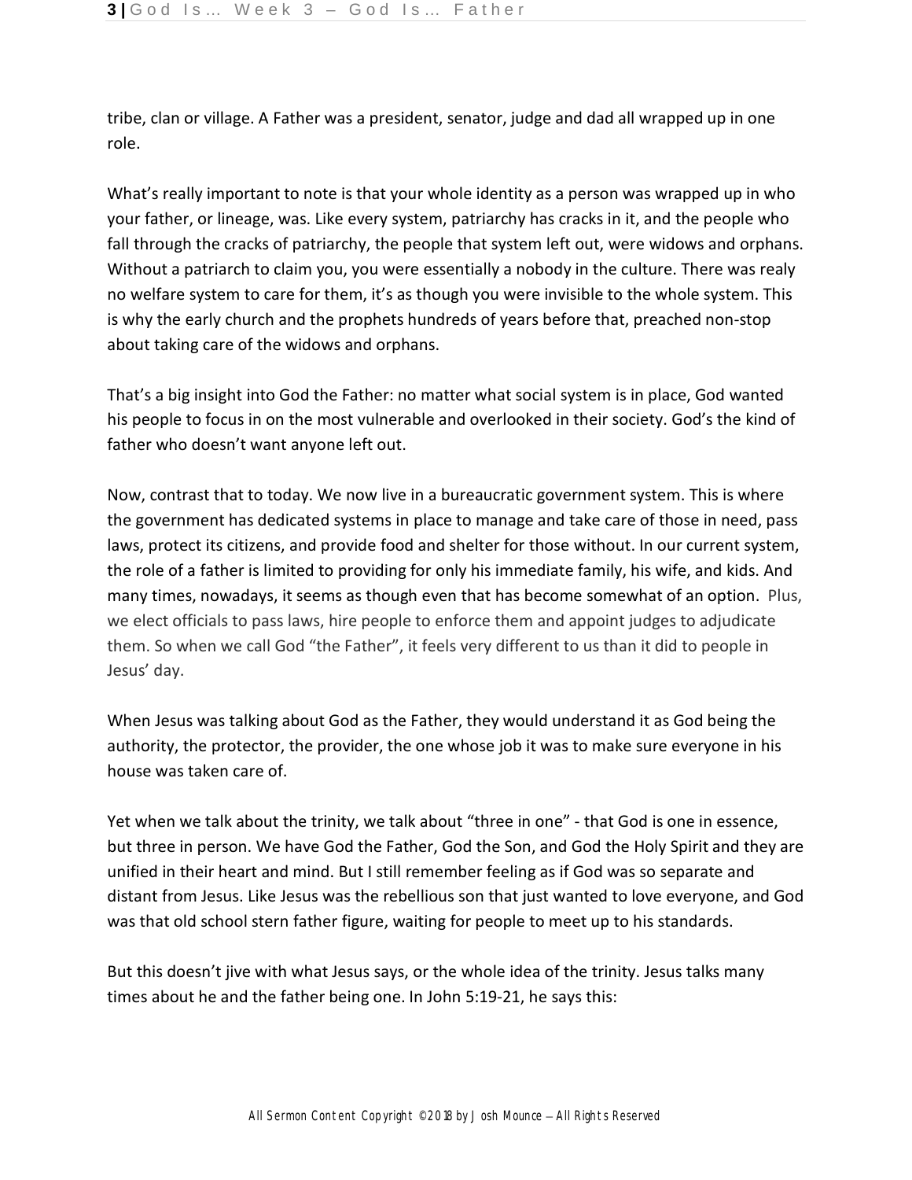tribe, clan or village. A Father was a president, senator, judge and dad all wrapped up in one role.

What's really important to note is that your whole identity as a person was wrapped up in who your father, or lineage, was. Like every system, patriarchy has cracks in it, and the people who fall through the cracks of patriarchy, the people that system left out, were widows and orphans. Without a patriarch to claim you, you were essentially a nobody in the culture. There was realy no welfare system to care for them, it's as though you were invisible to the whole system. This is why the early church and the prophets hundreds of years before that, preached non-stop about taking care of the widows and orphans.

That's a big insight into God the Father: no matter what social system is in place, God wanted his people to focus in on the most vulnerable and overlooked in their society. God's the kind of father who doesn't want anyone left out.

Now, contrast that to today. We now live in a bureaucratic government system. This is where the government has dedicated systems in place to manage and take care of those in need, pass laws, protect its citizens, and provide food and shelter for those without. In our current system, the role of a father is limited to providing for only his immediate family, his wife, and kids. And many times, nowadays, it seems as though even that has become somewhat of an option. Plus, we elect officials to pass laws, hire people to enforce them and appoint judges to adjudicate them. So when we call God "the Father", it feels very different to us than it did to people in Jesus' day.

When Jesus was talking about God as the Father, they would understand it as God being the authority, the protector, the provider, the one whose job it was to make sure everyone in his house was taken care of.

Yet when we talk about the trinity, we talk about "three in one" - that God is one in essence, but three in person. We have God the Father, God the Son, and God the Holy Spirit and they are unified in their heart and mind. But I still remember feeling as if God was so separate and distant from Jesus. Like Jesus was the rebellious son that just wanted to love everyone, and God was that old school stern father figure, waiting for people to meet up to his standards.

But this doesn't jive with what Jesus says, or the whole idea of the trinity. Jesus talks many times about he and the father being one. In John 5:19-21, he says this: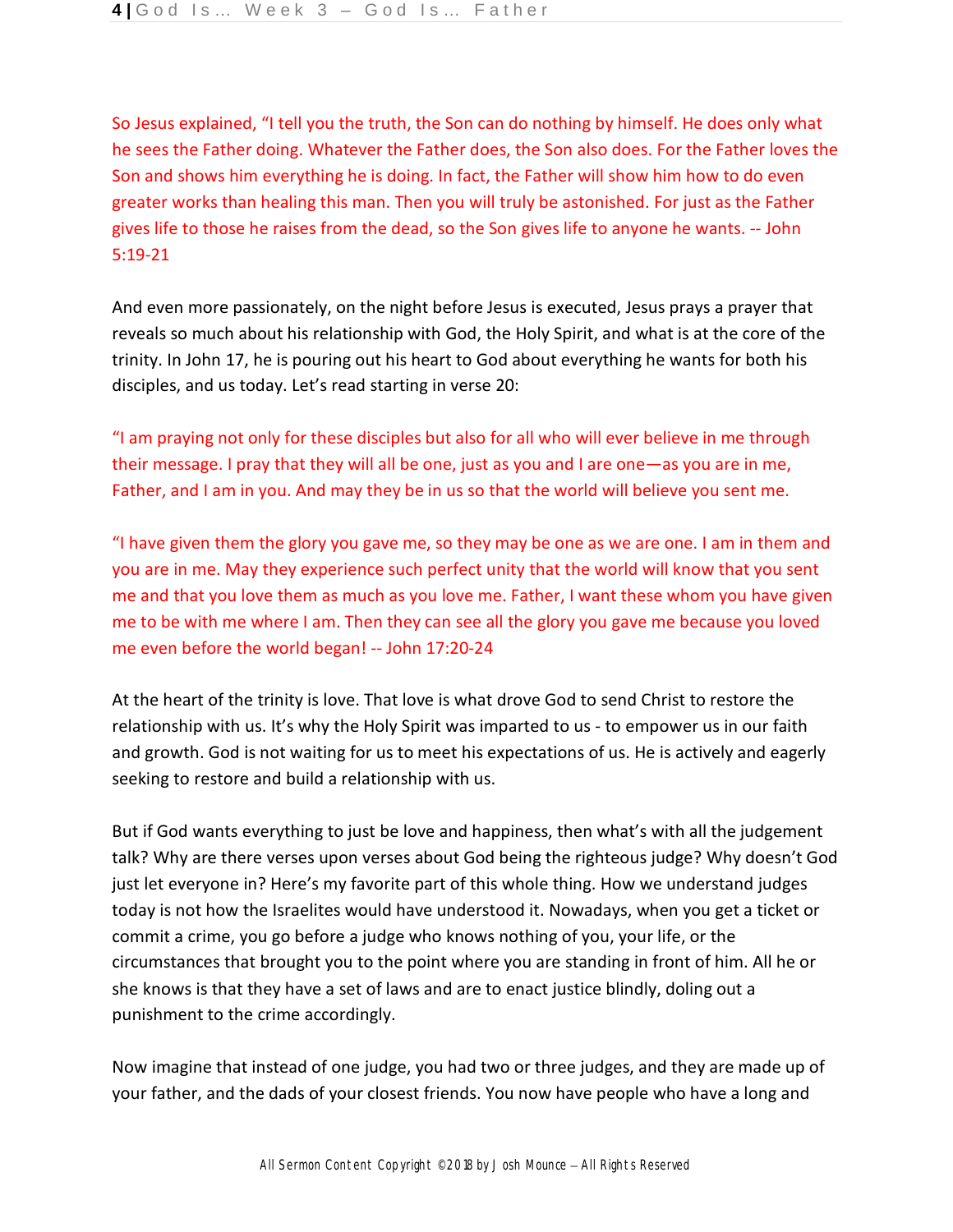So Jesus explained, "I tell you the truth, the Son can do nothing by himself. He does only what he sees the Father doing. Whatever the Father does, the Son also does. For the Father loves the Son and shows him everything he is doing. In fact, the Father will show him how to do even greater works than healing this man. Then you will truly be astonished. For just as the Father gives life to those he raises from the dead, so the Son gives life to anyone he wants. -- John 5:19-21

And even more passionately, on the night before Jesus is executed, Jesus prays a prayer that reveals so much about his relationship with God, the Holy Spirit, and what is at the core of the trinity. In John 17, he is pouring out his heart to God about everything he wants for both his disciples, and us today. Let's read starting in verse 20:

"I am praying not only for these disciples but also for all who will ever believe in me through their message. I pray that they will all be one, just as you and I are one—as you are in me, Father, and I am in you. And may they be in us so that the world will believe you sent me.

"I have given them the glory you gave me, so they may be one as we are one. I am in them and you are in me. May they experience such perfect unity that the world will know that you sent me and that you love them as much as you love me. Father, I want these whom you have given me to be with me where I am. Then they can see all the glory you gave me because you loved me even before the world began! -- John 17:20-24

At the heart of the trinity is love. That love is what drove God to send Christ to restore the relationship with us. It's why the Holy Spirit was imparted to us - to empower us in our faith and growth. God is not waiting for us to meet his expectations of us. He is actively and eagerly seeking to restore and build a relationship with us.

But if God wants everything to just be love and happiness, then what's with all the judgement talk? Why are there verses upon verses about God being the righteous judge? Why doesn't God just let everyone in? Here's my favorite part of this whole thing. How we understand judges today is not how the Israelites would have understood it. Nowadays, when you get a ticket or commit a crime, you go before a judge who knows nothing of you, your life, or the circumstances that brought you to the point where you are standing in front of him. All he or she knows is that they have a set of laws and are to enact justice blindly, doling out a punishment to the crime accordingly.

Now imagine that instead of one judge, you had two or three judges, and they are made up of your father, and the dads of your closest friends. You now have people who have a long and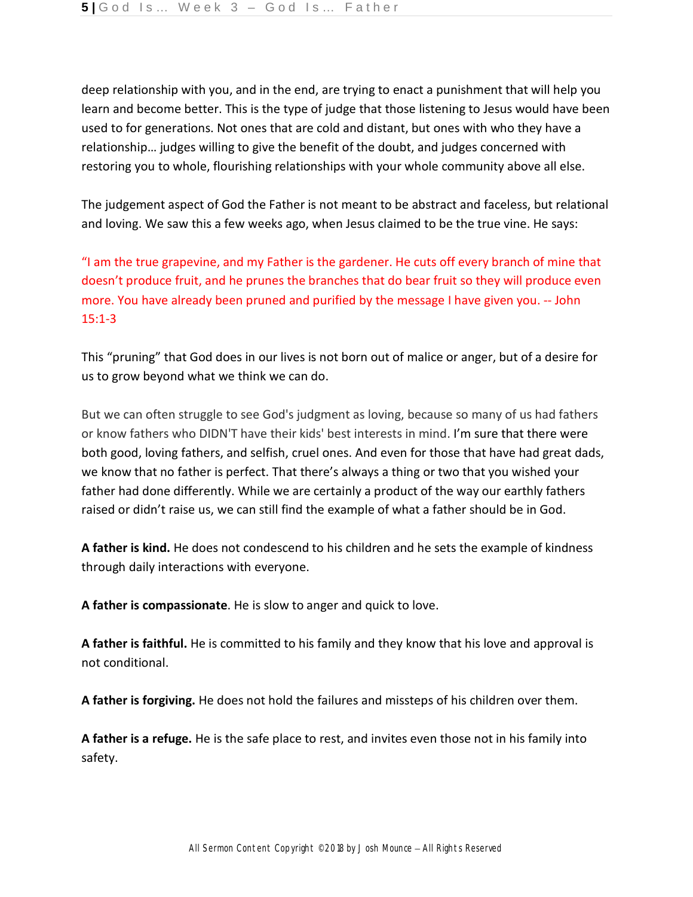deep relationship with you, and in the end, are trying to enact a punishment that will help you learn and become better. This is the type of judge that those listening to Jesus would have been used to for generations. Not ones that are cold and distant, but ones with who they have a relationship… judges willing to give the benefit of the doubt, and judges concerned with restoring you to whole, flourishing relationships with your whole community above all else.

The judgement aspect of God the Father is not meant to be abstract and faceless, but relational and loving. We saw this a few weeks ago, when Jesus claimed to be the true vine. He says:

"I am the true grapevine, and my Father is the gardener. He cuts off every branch of mine that doesn't produce fruit, and he prunes the branches that do bear fruit so they will produce even more. You have already been pruned and purified by the message I have given you. -- John 15:1-3

This "pruning" that God does in our lives is not born out of malice or anger, but of a desire for us to grow beyond what we think we can do.

But we can often struggle to see God's judgment as loving, because so many of us had fathers or know fathers who DIDN'T have their kids' best interests in mind. I'm sure that there were both good, loving fathers, and selfish, cruel ones. And even for those that have had great dads, we know that no father is perfect. That there's always a thing or two that you wished your father had done differently. While we are certainly a product of the way our earthly fathers raised or didn't raise us, we can still find the example of what a father should be in God.

**A father is kind.** He does not condescend to his children and he sets the example of kindness through daily interactions with everyone.

**A father is compassionate**. He is slow to anger and quick to love.

**A father is faithful.** He is committed to his family and they know that his love and approval is not conditional.

**A father is forgiving.** He does not hold the failures and missteps of his children over them.

**A father is a refuge.** He is the safe place to rest, and invites even those not in his family into safety.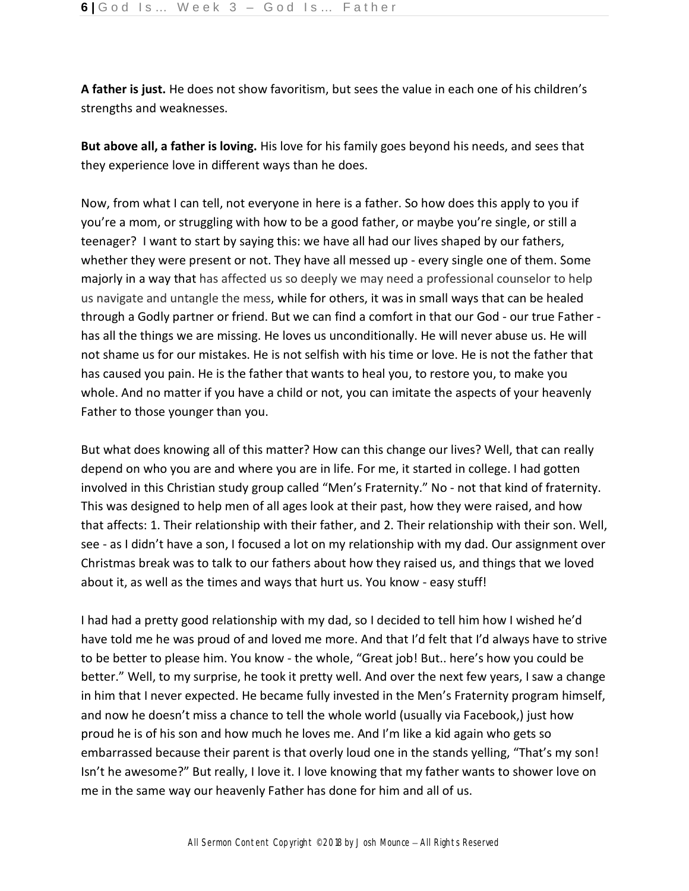**A father is just.** He does not show favoritism, but sees the value in each one of his children's strengths and weaknesses.

**But above all, a father is loving.** His love for his family goes beyond his needs, and sees that they experience love in different ways than he does.

Now, from what I can tell, not everyone in here is a father. So how does this apply to you if you're a mom, or struggling with how to be a good father, or maybe you're single, or still a teenager? I want to start by saying this: we have all had our lives shaped by our fathers, whether they were present or not. They have all messed up - every single one of them. Some majorly in a way that has affected us so deeply we may need a professional counselor to help us navigate and untangle the mess, while for others, it was in small ways that can be healed through a Godly partner or friend. But we can find a comfort in that our God - our true Father - has all the things we are missing. He loves us unconditionally. He will never abuse us. He will not shame us for our mistakes. He is not selfish with his time or love. He is not the father that has caused you pain. He is the father that wants to heal you, to restore you, to make you whole. And no matter if you have a child or not, you can imitate the aspects of your heavenly Father to those younger than you.

But what does knowing all of this matter? How can this change our lives? Well, that can really depend on who you are and where you are in life. For me, it started in college. I had gotten involved in this Christian study group called "Men's Fraternity." No - not that kind of fraternity. This was designed to help men of all ages look at their past, how they were raised, and how that affects: 1. Their relationship with their father, and 2. Their relationship with their son. Well, see - as I didn't have a son, I focused a lot on my relationship with my dad. Our assignment over Christmas break was to talk to our fathers about how they raised us, and things that we loved about it, as well as the times and ways that hurt us. You know - easy stuff!

I had had a pretty good relationship with my dad, so I decided to tell him how I wished he'd have told me he was proud of and loved me more. And that I'd felt that I'd always have to strive to be better to please him. You know - the whole, "Great job! But.. here's how you could be better." Well, to my surprise, he took it pretty well. And over the next few years, I saw a change in him that I never expected. He became fully invested in the Men's Fraternity program himself, and now he doesn't miss a chance to tell the whole world (usually via Facebook,) just how proud he is of his son and how much he loves me. And I'm like a kid again who gets so embarrassed because their parent is that overly loud one in the stands yelling, "That's my son! Isn't he awesome?" But really, I love it. I love knowing that my father wants to shower love on me in the same way our heavenly Father has done for him and all of us.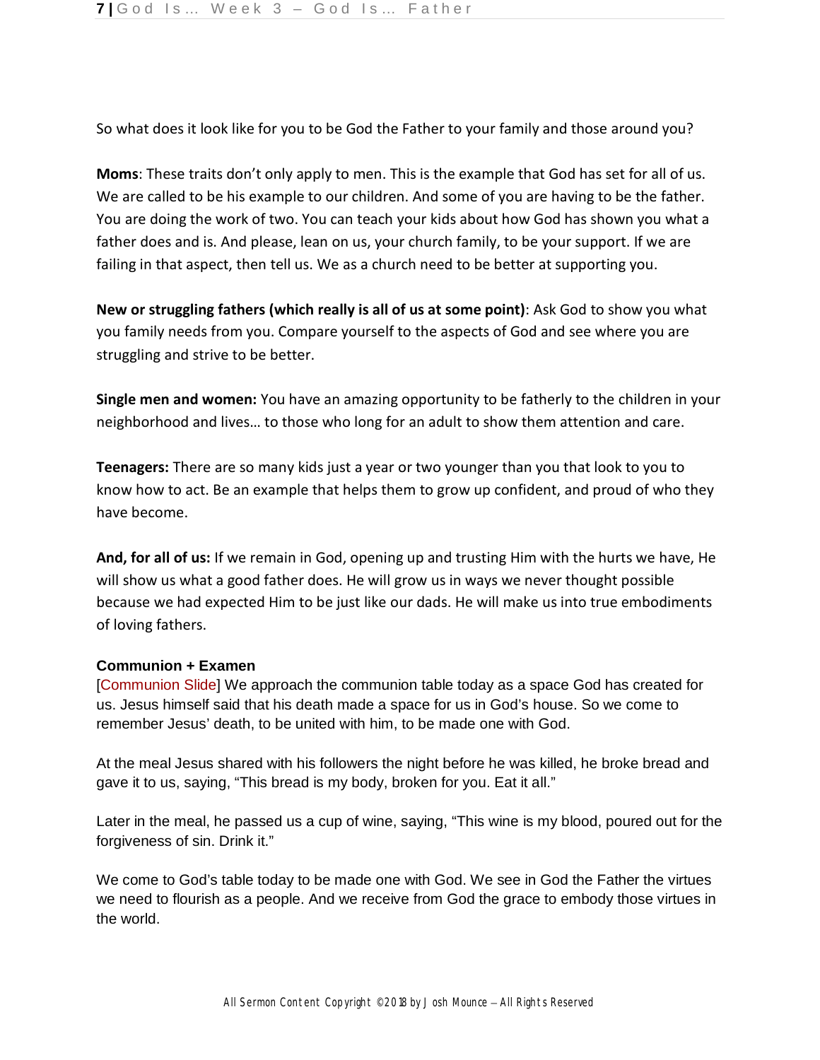So what does it look like for you to be God the Father to your family and those around you?

**Moms**: These traits don't only apply to men. This is the example that God has set for all of us. We are called to be his example to our children. And some of you are having to be the father. You are doing the work of two. You can teach your kids about how God has shown you what a father does and is. And please, lean on us, your church family, to be your support. If we are failing in that aspect, then tell us. We as a church need to be better at supporting you.

**New or struggling fathers (which really is all of us at some point)**: Ask God to show you what you family needs from you. Compare yourself to the aspects of God and see where you are struggling and strive to be better.

**Single men and women:** You have an amazing opportunity to be fatherly to the children in your neighborhood and lives… to those who long for an adult to show them attention and care.

**Teenagers:** There are so many kids just a year or two younger than you that look to you to know how to act. Be an example that helps them to grow up confident, and proud of who they have become.

**And, for all of us:** If we remain in God, opening up and trusting Him with the hurts we have, He will show us what a good father does. He will grow us in ways we never thought possible because we had expected Him to be just like our dads. He will make us into true embodiments of loving fathers.

**Communion + Examen**

[Communion Slide] We approach the communion table today as a space God has created for us. Jesus himself said that his death made a space for us in God's house. So we come to remember Jesus' death, to be united with him, to be made one with God.

At the meal Jesus shared with his followers the night before he was killed, he broke bread and gave it to us, saying, "This bread is my body, broken for you. Eat it all."

Later in the meal, he passed us a cup of wine, saying, "This wine is my blood, poured out for the forgiveness of sin. Drink it."

We come to God's table today to be made one with God. We see in God the Father the virtues we need to flourish as a people. And we receive from God the grace to embody those virtues in the world.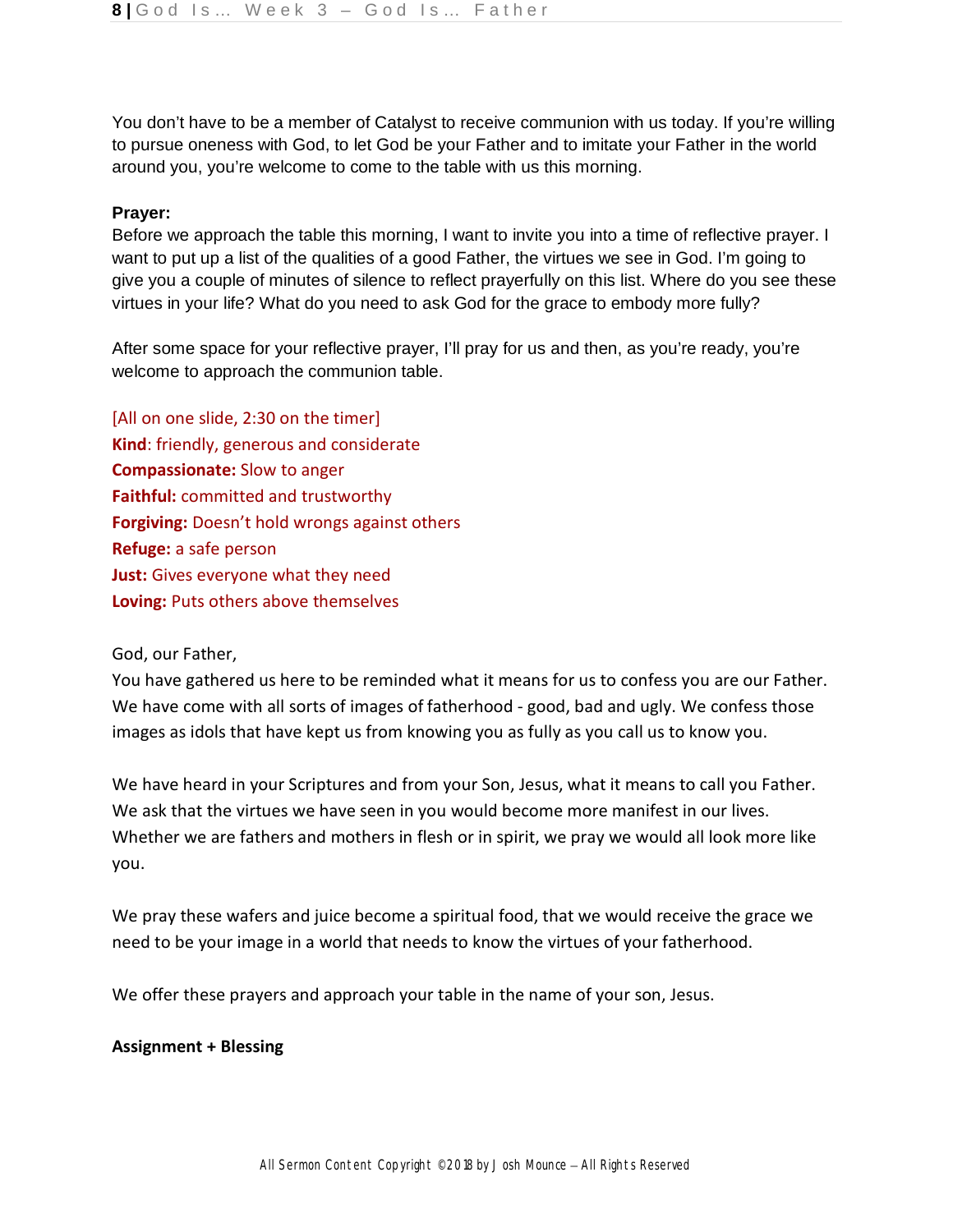You don't have to be a member of Catalyst to receive communion with us today. If you're willing to pursue oneness with God, to let God be your Father and to imitate your Father in the world around you, you're welcome to come to the table with us this morning.

**Prayer:**
Before we approach the table this morning, I want to invite you into a time of reflective prayer. I want to put up a list of the qualities of a good Father, the virtues we see in God. I'm going to give you a couple of minutes of silence to reflect prayerfully on this list. Where do you see these virtues in your life? What do you need to ask God for the grace to embody more fully?

After some space for your reflective prayer, I'll pray for us and then, as you're ready, you're welcome to approach the communion table.

[All on one slide, 2:30 on the timer]
**Kind**: friendly, generous and considerate
**Compassionate:** Slow to anger
**Faithful:** committed and trustworthy
**Forgiving:** Doesn't hold wrongs against others
**Refuge:** a safe person
**Just:** Gives everyone what they need
**Loving:** Puts others above themselves

God, our Father,
You have gathered us here to be reminded what it means for us to confess you are our Father. We have come with all sorts of images of fatherhood - good, bad and ugly. We confess those images as idols that have kept us from knowing you as fully as you call us to know you.

We have heard in your Scriptures and from your Son, Jesus, what it means to call you Father. We ask that the virtues we have seen in you would become more manifest in our lives. Whether we are fathers and mothers in flesh or in spirit, we pray we would all look more like you.

We pray these wafers and juice become a spiritual food, that we would receive the grace we need to be your image in a world that needs to know the virtues of your fatherhood.

We offer these prayers and approach your table in the name of your son, Jesus.

**Assignment + Blessing**